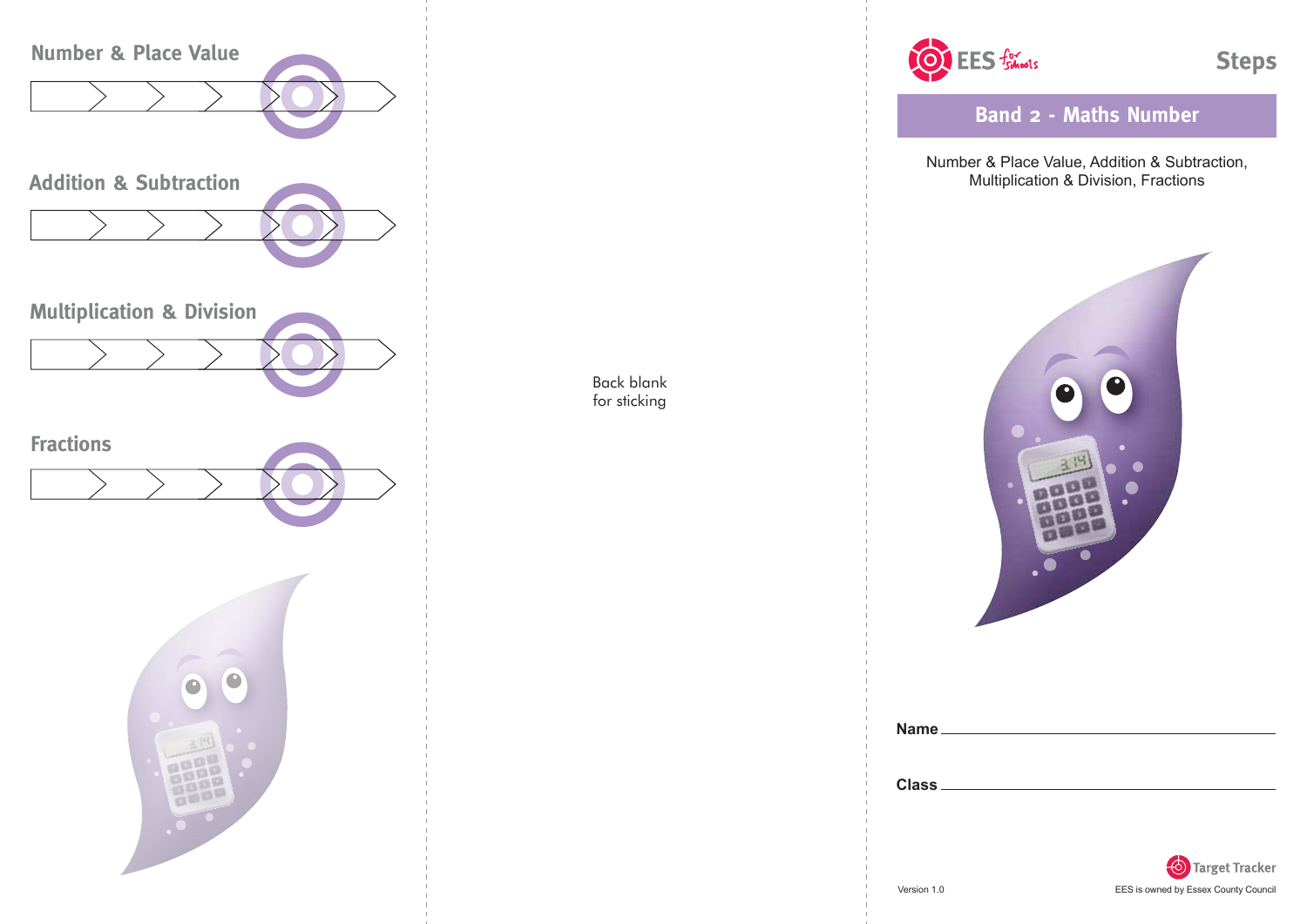## Number & Place Value

## Addition & Subtraction

## Multiplication & Division

## Fractions

Back blank
for sticking

EES for schools

# Steps

## Band 2 - Maths Number

Number & Place Value, Addition & Subtraction, Multiplication & Division, Fractions

**Name** ______________________________

**Class** ______________________________

Target Tracker

Version 1.0

EES is owned by Essex County Council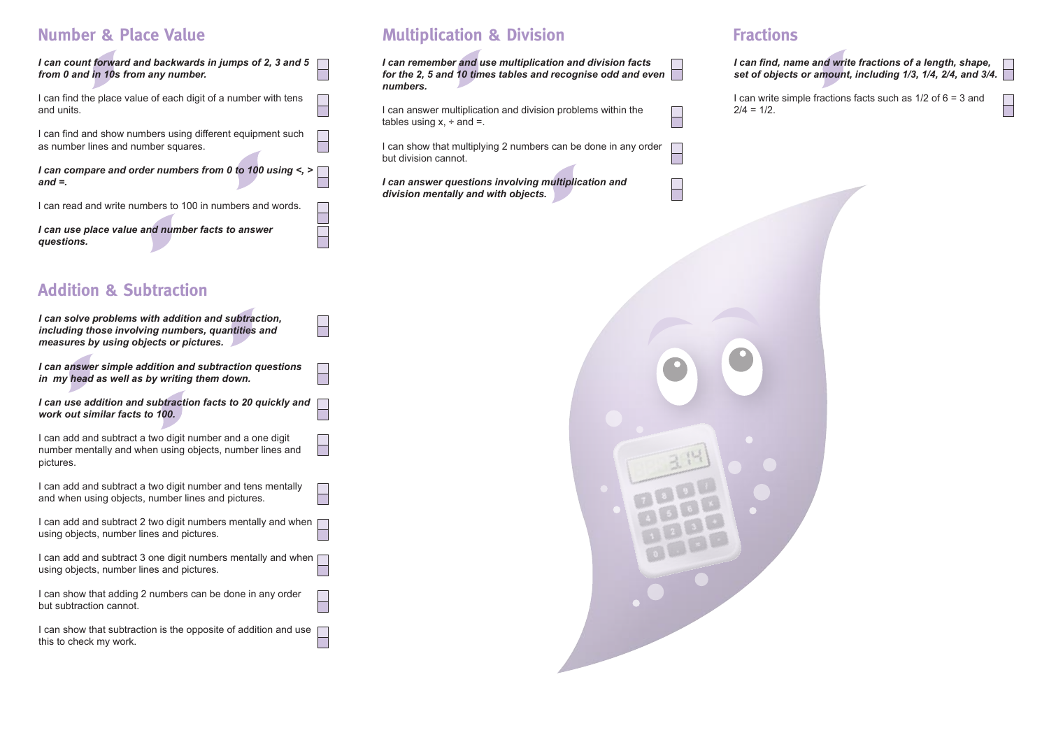## Number & Place Value

***I can count forward and backwards in jumps of 2, 3 and 5 from 0 and in 10s from any number.***

I can find the place value of each digit of a number with tens and units.

I can find and show numbers using different equipment such as number lines and number squares.

***I can compare and order numbers from 0 to 100 using <, > and =.***

I can read and write numbers to 100 in numbers and words.

***I can use place value and number facts to answer questions.***

## Addition & Subtraction

***I can solve problems with addition and subtraction, including those involving numbers, quantities and measures by using objects or pictures.***

***I can answer simple addition and subtraction questions in my head as well as by writing them down.***

***I can use addition and subtraction facts to 20 quickly and work out similar facts to 100.***

I can add and subtract a two digit number and a one digit number mentally and when using objects, number lines and pictures.

I can add and subtract a two digit number and tens mentally and when using objects, number lines and pictures.

I can add and subtract 2 two digit numbers mentally and when using objects, number lines and pictures.

I can add and subtract 3 one digit numbers mentally and when using objects, number lines and pictures.

I can show that adding 2 numbers can be done in any order but subtraction cannot.

I can show that subtraction is the opposite of addition and use this to check my work.

## Multiplication & Division

***I can remember and use multiplication and division facts for the 2, 5 and 10 times tables and recognise odd and even numbers.***

I can answer multiplication and division problems within the tables using x, ÷ and =.

I can show that multiplying 2 numbers can be done in any order but division cannot.

***I can answer questions involving multiplication and division mentally and with objects.***

## Fractions

***I can find, name and write fractions of a length, shape, set of objects or amount, including 1/3, 1/4, 2/4, and 3/4.***

I can write simple fractions facts such as 1/2 of 6 = 3 and 2/4 = 1/2.